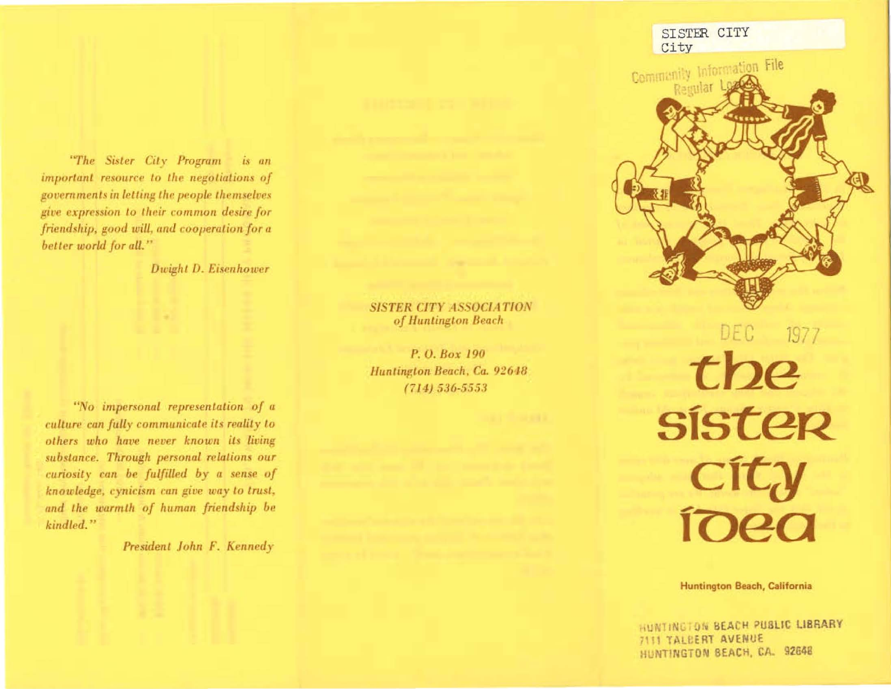*"The Sister City Program is an important resource to the negotiations of governments in letting the people themselves give expression to their common desire for friendship, good will, and cooperation for a better world for all."*

*Dwight D. Eisenhower*

*"No impersonal representation of a culture can fully communicate its reality to others who have never known its living substance. Through personal relations our curiosity can be fulfilled by a sense of knowledge, cynicism can give way to trust, and the warmth of human friendship be kindled."*

*President John F. Kennedy*

***SISTER CITY ASSOCIATION***
***of Huntington Beach***

*P. O. Box 190*
*Huntington Beach, Ca. 92648*
*(714) 536-5553*

SISTER CITY
City

Community Information File
Regular Loan

DEC 1977

# the sister city idea

**Huntington Beach, California**

HUNTINGTON BEACH PUBLIC LIBRARY
7111 TALBERT AVENUE
HUNTINGTON BEACH, CA. 92648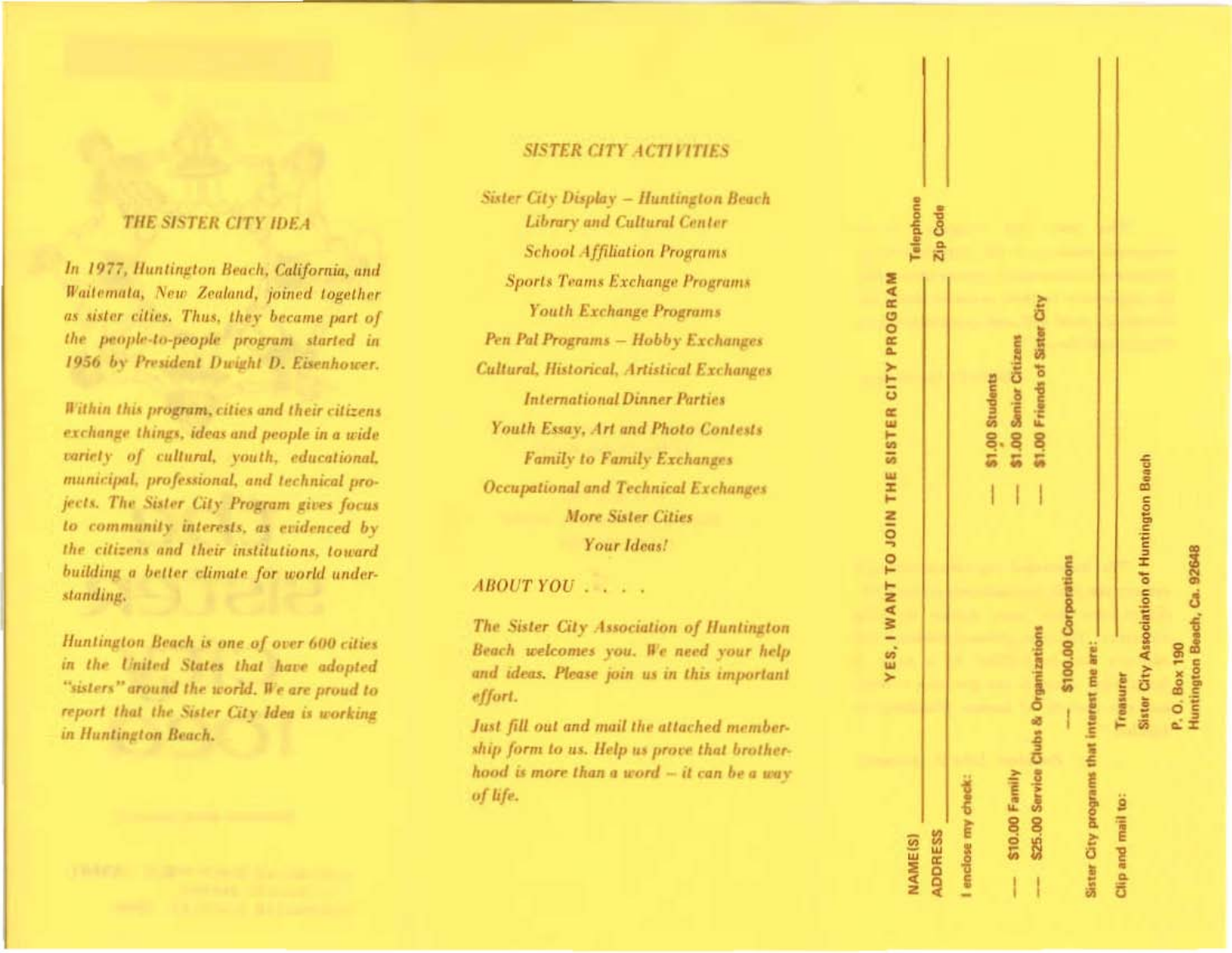## THE SISTER CITY IDEA

*In 1977, Huntington Beach, California, and Waitemata, New Zealand, joined together as sister cities. Thus, they became part of the people-to-people program started in 1956 by President Dwight D. Eisenhower.*

*Within this program, cities and their citizens exchange things, ideas and people in a wide variety of cultural, youth, educational, municipal, professional, and technical projects. The Sister City Program gives focus to community interests, as evidenced by the citizens and their institutions, toward building a better climate for world understanding.*

*Huntington Beach is one of over 600 cities in the United States that have adopted "sisters" around the world. We are proud to report that the Sister City Idea is working in Huntington Beach.*

## SISTER CITY ACTIVITIES

*Sister City Display – Huntington Beach Library and Cultural Center*

*School Affiliation Programs*

*Sports Teams Exchange Programs*

*Youth Exchange Programs*

*Pen Pal Programs – Hobby Exchanges*

*Cultural, Historical, Artistical Exchanges*

*International Dinner Parties*

*Youth Essay, Art and Photo Contests*

*Family to Family Exchanges*

*Occupational and Technical Exchanges*

*More Sister Cities*

*Your Ideas!*

## ABOUT YOU . . . .

*The Sister City Association of Huntington Beach welcomes you. We need your help and ideas. Please join us in this important effort.*

*Just fill out and mail the attached membership form to us. Help us prove that brotherhood is more than a word – it can be a way of life.*

**YES, I WANT TO JOIN THE SISTER CITY PROGRAM**

NAME(S) ____________________ Telephone ________

ADDRESS ____________________ Zip Code ________

I enclose my check:

— $10.00 Family — $1.00 Students

— $25.00 Service Clubs & Organizations — $1.00 Senior Citizens

— $100.00 Corporations — $1.00 Friends of Sister City

Sister City programs that interest me are: ____________________

Clip and mail to:

Treasurer
Sister City Association of Huntington Beach
P. O. Box 190
Huntington Beach, Ca. 92648